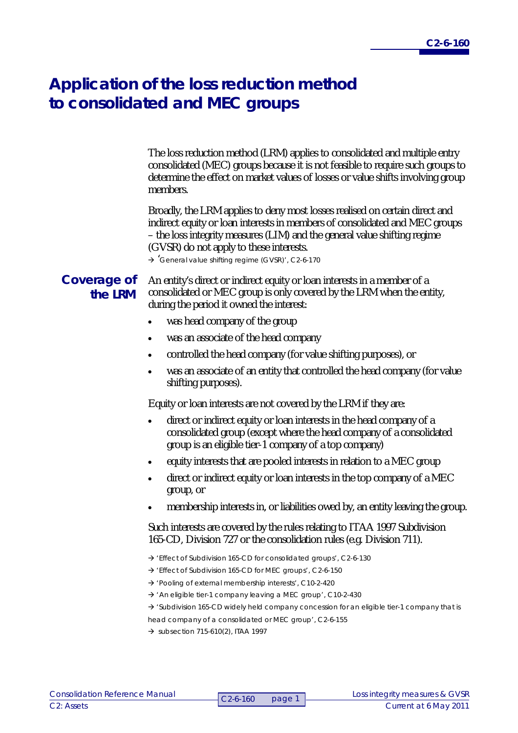# Application of the loss reduction method to consolidated and MEC groups

The loss reduction method (LRM) applies to consolidated and multiple entry consolidated (MEC) groups because it is not feasible to require such groups to determine the effect on market values of losses or value shifts involving group members.

Broadly, the LRM applies to deny most losses realised on certain direct and indirect equity or loan interests in members of consolidated and MEC groups – the loss integrity measures (LIM) and the general value shifting regime (GVSR) do not apply to these interests.

→ 'General value shifting regime (GVSR)', C2-6-170

## Coverage of the LRM

An entity's direct or indirect equity or loan interests in a member of a consolidated or MEC group is only covered by the LRM when the entity, during the period it owned the interest:

- was head company of the group
- was an associate of the head company
- controlled the head company (for value shifting purposes), or
- was an associate of an entity that controlled the head company (for value shifting purposes).

Equity or loan interests are not covered by the LRM if they are:

- direct or indirect equity or loan interests in the head company of a consolidated group (except where the head company of a consolidated group is an eligible tier-1 company of a top company)
- equity interests that are pooled interests in relation to a MEC group
- direct or indirect equity or loan interests in the top company of a MEC group, or
- membership interests in, or liabilities owed by, an entity leaving the group.

Such interests are covered by the rules relating to ITAA 1997 Subdivision 165-CD, Division 727 or the consolidation rules (e.g. Division 711).

→ 'Effect of Subdivision 165-CD for consolidated groups', C2-6-130

→ 'Effect of Subdivision 165-CD for MEC groups', C2-6-150

→ 'Pooling of external membership interests', C10-2-420

→ 'An eligible tier-1 company leaving a MEC group', C10-2-430

→ 'Subdivision 165-CD widely held company concession for an eligible tier-1 company that is head company of a consolidated or MEC group', C2-6-155

→ subsection 715-610(2), ITAA 1997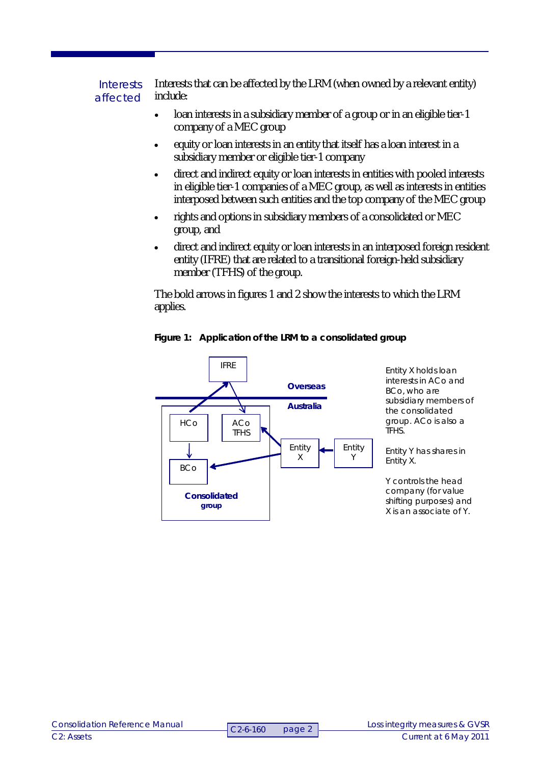**Interests affected**

Interests that can be affected by the LRM (when owned by a relevant entity) include:

- loan interests in a subsidiary member of a group or in an eligible tier-1 company of a MEC group
- equity or loan interests in an entity that itself has a loan interest in a subsidiary member or eligible tier-1 company
- direct and indirect equity or loan interests in entities with pooled interests in eligible tier-1 companies of a MEC group, as well as interests in entities interposed between such entities and the top company of the MEC group
- rights and options in subsidiary members of a consolidated or MEC group, and
- direct and indirect equity or loan interests in an interposed foreign resident entity (IFRE) that are related to a transitional foreign-held subsidiary member (TFHS) of the group.

The bold arrows in figures 1 and 2 show the interests to which the LRM applies.

**Figure 1: Application of the LRM to a consolidated group**

IFRE

Overseas

Australia

HCo

ACo TFHS

BCo

Entity X

Entity Y

Consolidated group

Entity X holds loan interests in ACo and BCo, who are subsidiary members of the consolidated group. ACo is also a TFHS.

Entity Y has shares in Entity X.

Y controls the head company (for value shifting purposes) and X is an associate of Y.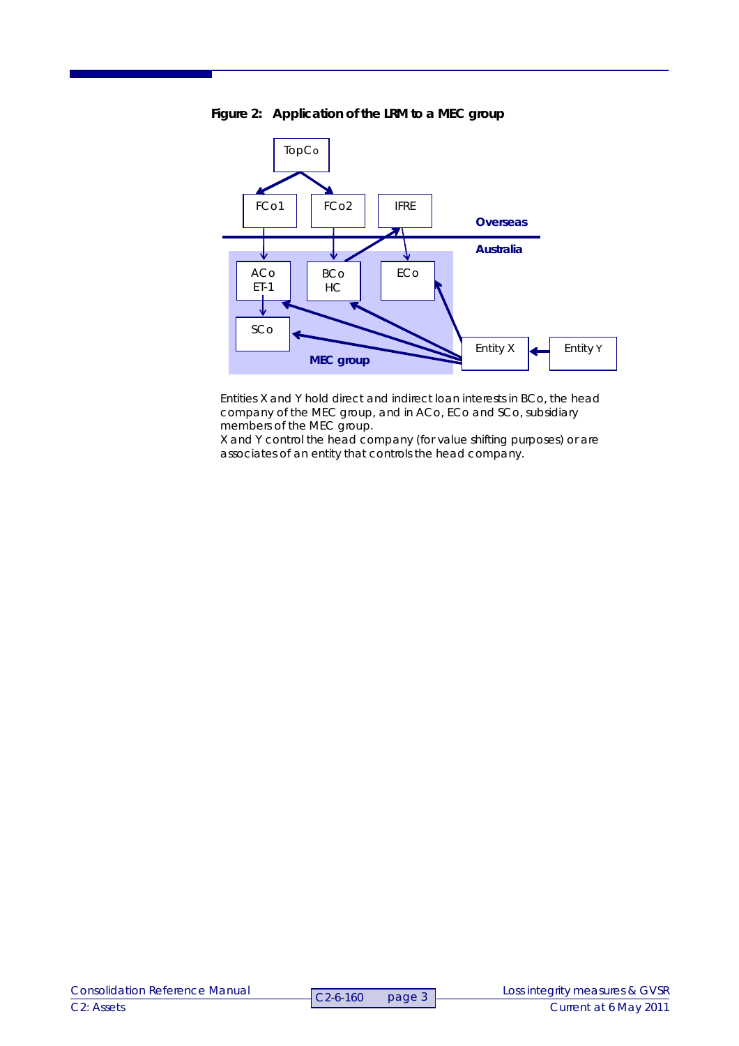**Figure 2: Application of the LRM to a MEC group**

Entities X and Y hold direct and indirect loan interests in BCo, the head company of the MEC group, and in ACo, ECo and SCo, subsidiary members of the MEC group.
X and Y control the head company (for value shifting purposes) or are associates of an entity that controls the head company.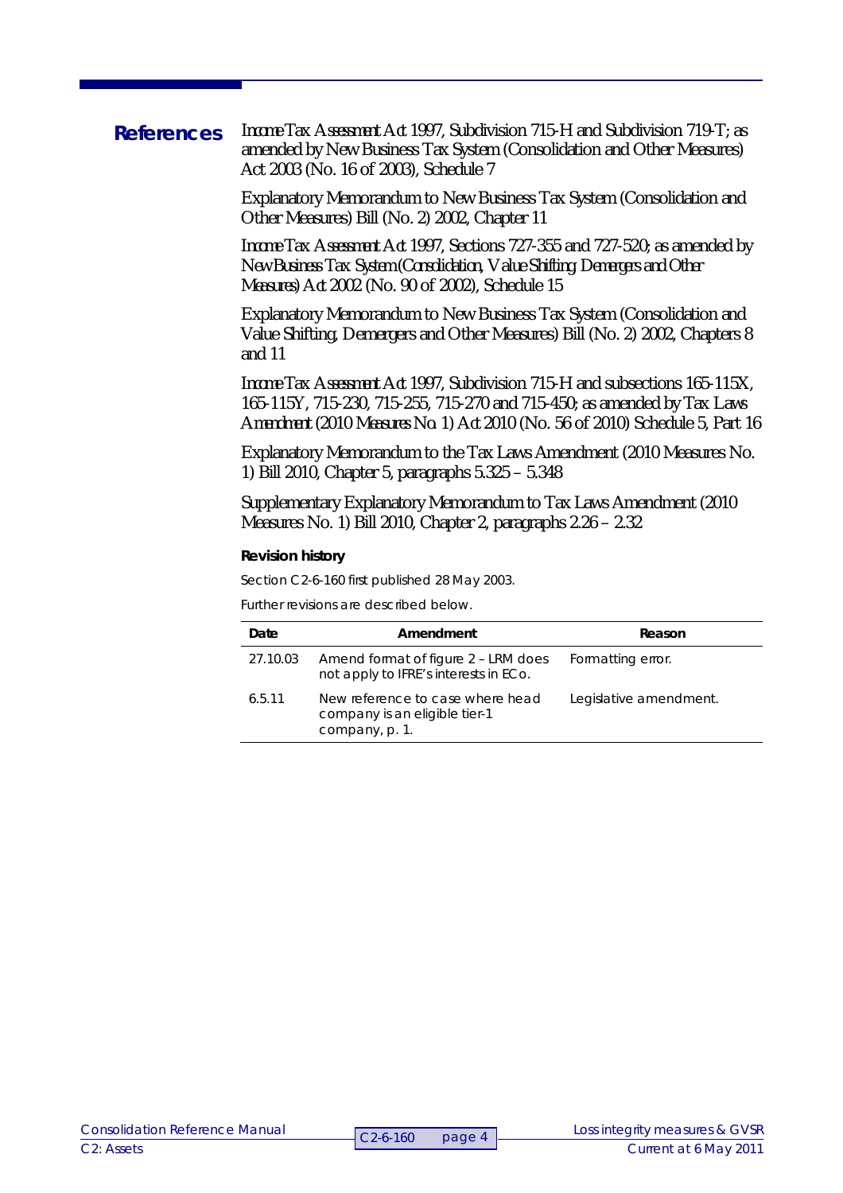## References

Income Tax Assessment Act 1997, Subdivision 715-H and Subdivision 719-T; as amended by New Business Tax System (Consolidation and Other Measures) Act 2003 (No. 16 of 2003), Schedule 7

Explanatory Memorandum to New Business Tax System (Consolidation and Other Measures) Bill (No. 2) 2002, Chapter 11

Income Tax Assessment Act 1997, Sections 727-355 and 727-520; as amended by New Business Tax System (Consolidation, Value Shifting, Demergers and Other Measures) Act 2002 (No. 90 of 2002), Schedule 15

Explanatory Memorandum to New Business Tax System (Consolidation and Value Shifting, Demergers and Other Measures) Bill (No. 2) 2002, Chapters 8 and 11

Income Tax Assessment Act 1997, Subdivision 715-H and subsections 165-115X, 165-115Y, 715-230, 715-255, 715-270 and 715-450; as amended by Tax Laws Amendment (2010 Measures No. 1) Act 2010 (No. 56 of 2010) Schedule 5, Part 16

Explanatory Memorandum to the Tax Laws Amendment (2010 Measures No. 1) Bill 2010, Chapter 5, paragraphs 5.325 – 5.348

Supplementary Explanatory Memorandum to Tax Laws Amendment (2010 Measures No. 1) Bill 2010, Chapter 2, paragraphs 2.26 – 2.32

**Revision history**

Section C2-6-160 first published 28 May 2003.

Further revisions are described below.

| Date | Amendment | Reason |
|---|---|---|
| 27.10.03 | Amend format of figure 2 – LRM does not apply to IFRE's interests in ECo. | Formatting error. |
| 6.5.11 | New reference to case where head company is an eligible tier-1 company, p. 1. | Legislative amendment. |